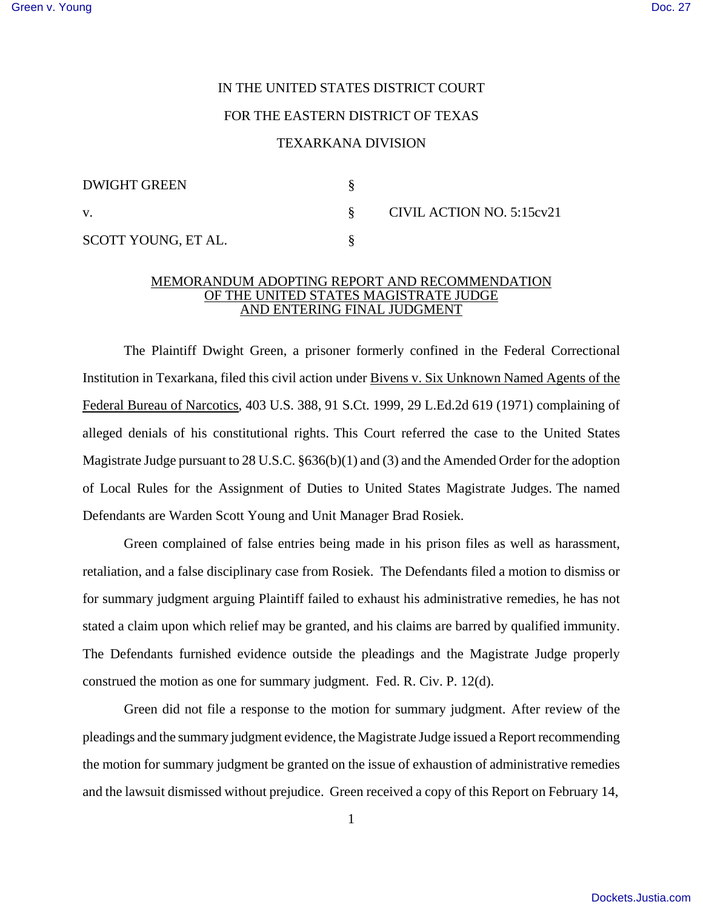IN THE UNITED STATES DISTRICT COURT

FOR THE EASTERN DISTRICT OF TEXAS

TEXARKANA DIVISION

| | | |
|---|---|---|
| DWIGHT GREEN | § | |
| v. | § | CIVIL ACTION NO. 5:15cv21 |
| SCOTT YOUNG, ET AL. | § | |

MEMORANDUM ADOPTING REPORT AND RECOMMENDATION
OF THE UNITED STATES MAGISTRATE JUDGE
AND ENTERING FINAL JUDGMENT

The Plaintiff Dwight Green, a prisoner formerly confined in the Federal Correctional Institution in Texarkana, filed this civil action under Bivens v. Six Unknown Named Agents of the Federal Bureau of Narcotics, 403 U.S. 388, 91 S.Ct. 1999, 29 L.Ed.2d 619 (1971) complaining of alleged denials of his constitutional rights. This Court referred the case to the United States Magistrate Judge pursuant to 28 U.S.C. §636(b)(1) and (3) and the Amended Order for the adoption of Local Rules for the Assignment of Duties to United States Magistrate Judges. The named Defendants are Warden Scott Young and Unit Manager Brad Rosiek.

Green complained of false entries being made in his prison files as well as harassment, retaliation, and a false disciplinary case from Rosiek. The Defendants filed a motion to dismiss or for summary judgment arguing Plaintiff failed to exhaust his administrative remedies, he has not stated a claim upon which relief may be granted, and his claims are barred by qualified immunity. The Defendants furnished evidence outside the pleadings and the Magistrate Judge properly construed the motion as one for summary judgment. Fed. R. Civ. P. 12(d).

Green did not file a response to the motion for summary judgment. After review of the pleadings and the summary judgment evidence, the Magistrate Judge issued a Report recommending the motion for summary judgment be granted on the issue of exhaustion of administrative remedies and the lawsuit dismissed without prejudice. Green received a copy of this Report on February 14,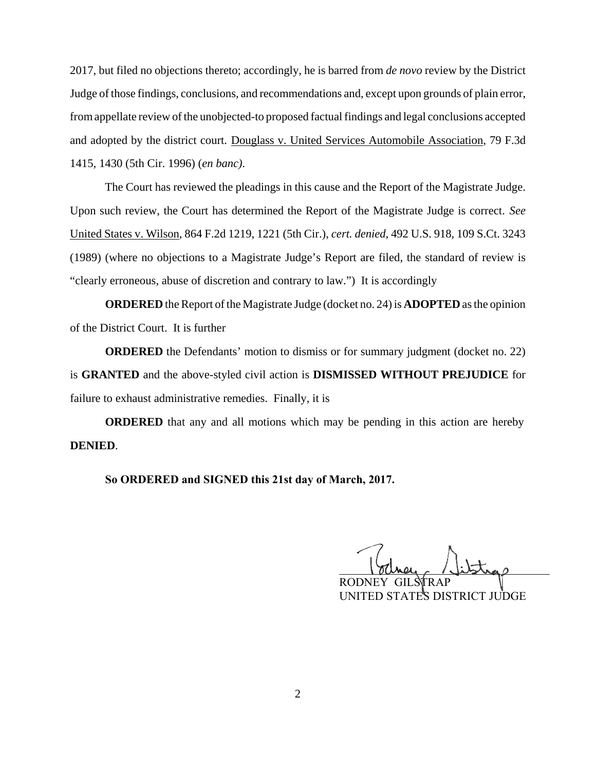2017, but filed no objections thereto; accordingly, he is barred from *de novo* review by the District Judge of those findings, conclusions, and recommendations and, except upon grounds of plain error, from appellate review of the unobjected-to proposed factual findings and legal conclusions accepted and adopted by the district court. Douglass v. United Services Automobile Association, 79 F.3d 1415, 1430 (5th Cir. 1996) (*en banc).*

The Court has reviewed the pleadings in this cause and the Report of the Magistrate Judge. Upon such review, the Court has determined the Report of the Magistrate Judge is correct. *See* United States v. Wilson, 864 F.2d 1219, 1221 (5th Cir.), *cert. denied*, 492 U.S. 918, 109 S.Ct. 3243 (1989) (where no objections to a Magistrate Judge's Report are filed, the standard of review is "clearly erroneous, abuse of discretion and contrary to law.") It is accordingly

**ORDERED** the Report of the Magistrate Judge (docket no. 24) is **ADOPTED** as the opinion of the District Court. It is further

**ORDERED** the Defendants' motion to dismiss or for summary judgment (docket no. 22) is **GRANTED** and the above-styled civil action is **DISMISSED WITHOUT PREJUDICE** for failure to exhaust administrative remedies. Finally, it is

**ORDERED** that any and all motions which may be pending in this action are hereby **DENIED**.

**So ORDERED and SIGNED this 21st day of March, 2017.**

RODNEY GILSTRAP
UNITED STATES DISTRICT JUDGE